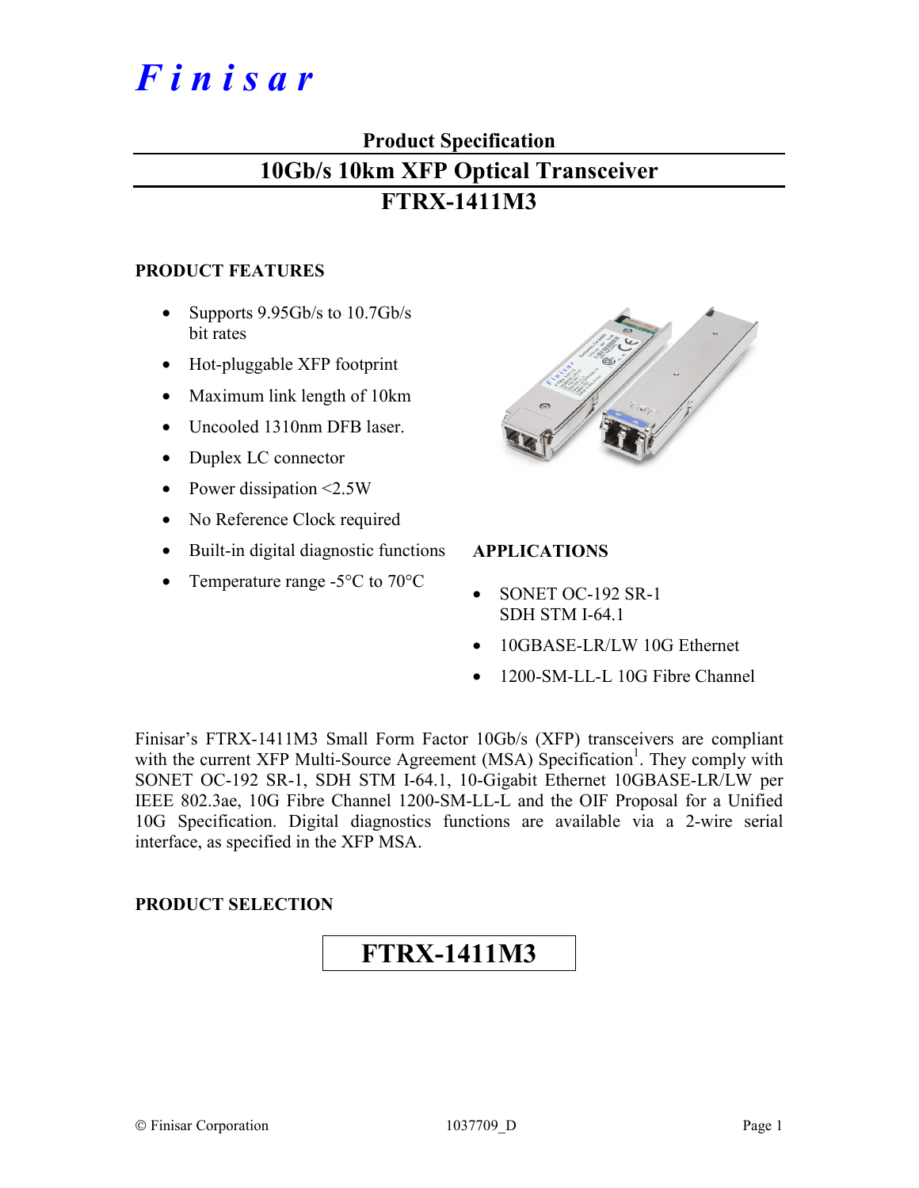# Finisar

## Product Specification

# 10Gb/s 10km XFP Optical Transceiver

# FTRX-1411M3

### PRODUCT FEATURES

- Supports 9.95Gb/s to 10.7Gb/s bit rates
- Hot-pluggable XFP footprint
- Maximum link length of 10km
- Uncooled 1310nm DFB laser.
- Duplex LC connector
- Power dissipation <2.5W
- No Reference Clock required
- Built-in digital diagnostic functions
- Temperature range -5°C to 70°C

### APPLICATIONS

- SONET OC-192 SR-1
  SDH STM I-64.1
- 10GBASE-LR/LW 10G Ethernet
- 1200-SM-LL-L 10G Fibre Channel

Finisar's FTRX-1411M3 Small Form Factor 10Gb/s (XFP) transceivers are compliant with the current XFP Multi-Source Agreement (MSA) Specification[1]. They comply with SONET OC-192 SR-1, SDH STM I-64.1, 10-Gigabit Ethernet 10GBASE-LR/LW per IEEE 802.3ae, 10G Fibre Channel 1200-SM-LL-L and the OIF Proposal for a Unified 10G Specification. Digital diagnostics functions are available via a 2-wire serial interface, as specified in the XFP MSA.

### PRODUCT SELECTION

| FTRX-1411M3 |
|---|

© Finisar Corporation 1037709_D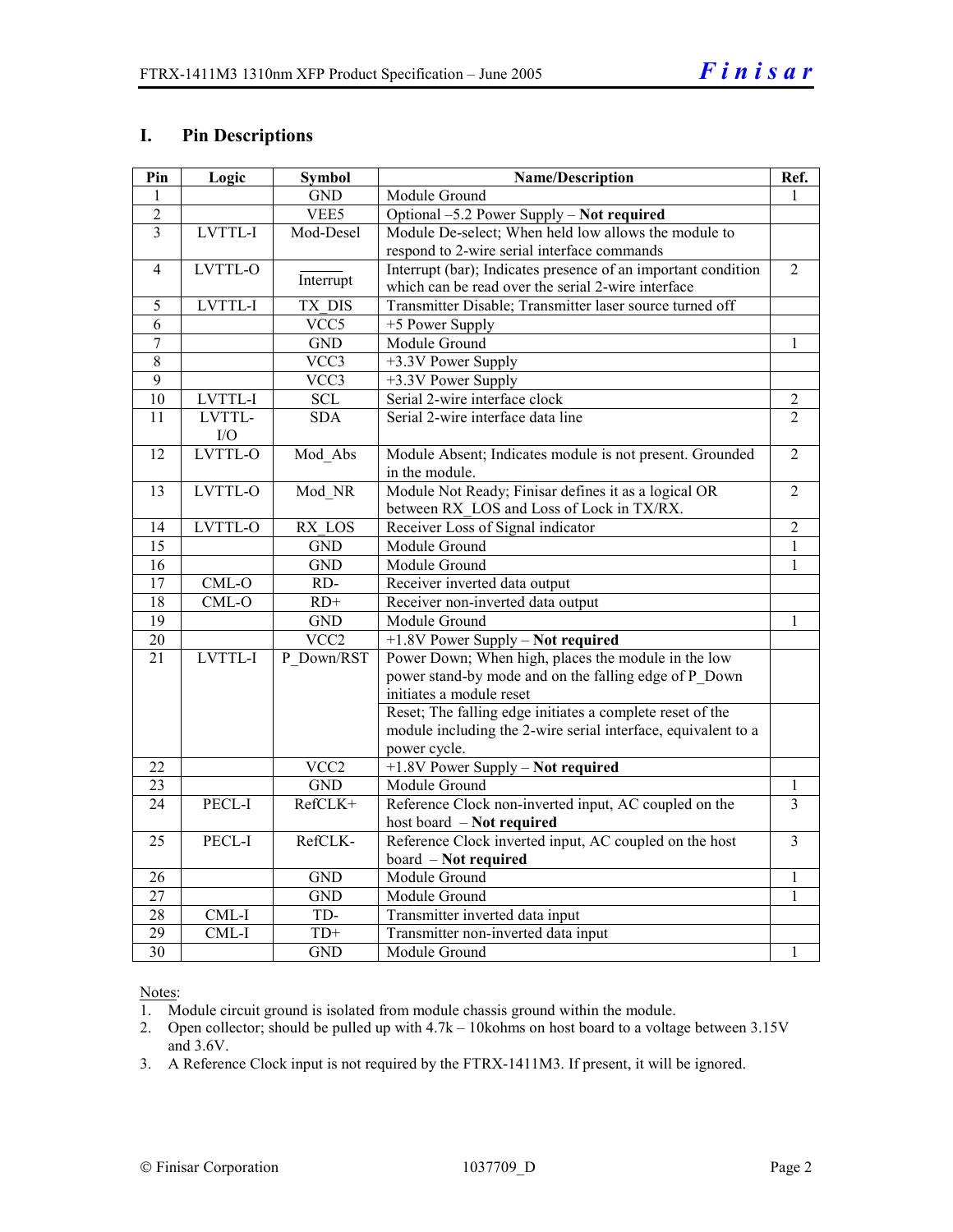## I. Pin Descriptions

| Pin | Logic | Symbol | Name/Description | Ref. |
|---|---|---|---|---|
| 1 | | GND | Module Ground | 1 |
| 2 | | VEE5 | Optional –5.2 Power Supply – **Not required** | |
| 3 | LVTTL-I | Mod-Desel | Module De-select; When held low allows the module to respond to 2-wire serial interface commands | |
| 4 | LVTTL-O | $\overline{\text{Interrupt}}$ | Interrupt (bar); Indicates presence of an important condition which can be read over the serial 2-wire interface | 2 |
| 5 | LVTTL-I | TX_DIS | Transmitter Disable; Transmitter laser source turned off | |
| 6 | | VCC5 | +5 Power Supply | |
| 7 | | GND | Module Ground | 1 |
| 8 | | VCC3 | +3.3V Power Supply | |
| 9 | | VCC3 | +3.3V Power Supply | |
| 10 | LVTTL-I | SCL | Serial 2-wire interface clock | 2 |
| 11 | LVTTL-I/O | SDA | Serial 2-wire interface data line | 2 |
| 12 | LVTTL-O | Mod_Abs | Module Absent; Indicates module is not present. Grounded in the module. | 2 |
| 13 | LVTTL-O | Mod_NR | Module Not Ready; Finisar defines it as a logical OR between RX_LOS and Loss of Lock in TX/RX. | 2 |
| 14 | LVTTL-O | RX_LOS | Receiver Loss of Signal indicator | 2 |
| 15 | | GND | Module Ground | 1 |
| 16 | | GND | Module Ground | 1 |
| 17 | CML-O | RD- | Receiver inverted data output | |
| 18 | CML-O | RD+ | Receiver non-inverted data output | |
| 19 | | GND | Module Ground | 1 |
| 20 | | VCC2 | +1.8V Power Supply – **Not required** | |
| 21 | LVTTL-I | P_Down/RST | Power Down; When high, places the module in the low power stand-by mode and on the falling edge of P_Down initiates a module reset<br>Reset; The falling edge initiates a complete reset of the module including the 2-wire serial interface, equivalent to a power cycle. | |
| 22 | | VCC2 | +1.8V Power Supply – **Not required** | |
| 23 | | GND | Module Ground | 1 |
| 24 | PECL-I | RefCLK+ | Reference Clock non-inverted input, AC coupled on the host board – **Not required** | 3 |
| 25 | PECL-I | RefCLK- | Reference Clock inverted input, AC coupled on the host board – **Not required** | 3 |
| 26 | | GND | Module Ground | 1 |
| 27 | | GND | Module Ground | 1 |
| 28 | CML-I | TD- | Transmitter inverted data input | |
| 29 | CML-I | TD+ | Transmitter non-inverted data input | |
| 30 | | GND | Module Ground | 1 |

Notes:

1. Module circuit ground is isolated from module chassis ground within the module.
2. Open collector; should be pulled up with 4.7k – 10kohms on host board to a voltage between 3.15V and 3.6V.
3. A Reference Clock input is not required by the FTRX-1411M3. If present, it will be ignored.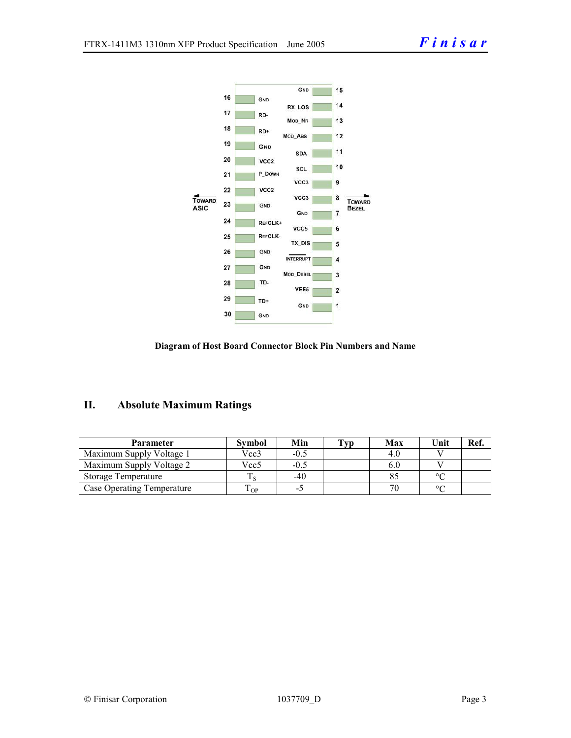| Pin | Name | Name | Pin |
|---|---|---|---|
| | | GND | 15 |
| 16 | GND | RX_LOS | 14 |
| 17 | RD- | MOD_NR | 13 |
| 18 | RD+ | MOD_ABS | 12 |
| 19 | GND | SDA | 11 |
| 20 | VCC2 | SCL | 10 |
| 21 | P_DOWN | VCC3 | 9 |
| 22 | VCC2 | VCC3 | 8 |
| 23 | GND | GND | 7 |
| 24 | REFCLK+ | VCC5 | 6 |
| 25 | REFCLK- | TX_DIS | 5 |
| 26 | GND | $\overline{\text{INTERRUPT}}$ | 4 |
| 27 | GND | MOD_DESEL | 3 |
| 28 | TD- | VEE5 | 2 |
| 29 | TD+ | GND | 1 |
| 30 | GND | | |

← TOWARD ASIC          TOWARD BEZEL →

**Diagram of Host Board Connector Block Pin Numbers and Name**

## II. Absolute Maximum Ratings

| Parameter | Symbol | Min | Typ | Max | Unit | Ref. |
|---|---|---|---|---|---|---|
| Maximum Supply Voltage 1 | Vcc3 | -0.5 | | 4.0 | V | |
| Maximum Supply Voltage 2 | Vcc5 | -0.5 | | 6.0 | V | |
| Storage Temperature | $T_S$ | -40 | | 85 | °C | |
| Case Operating Temperature | $T_{OP}$ | -5 | | 70 | °C | |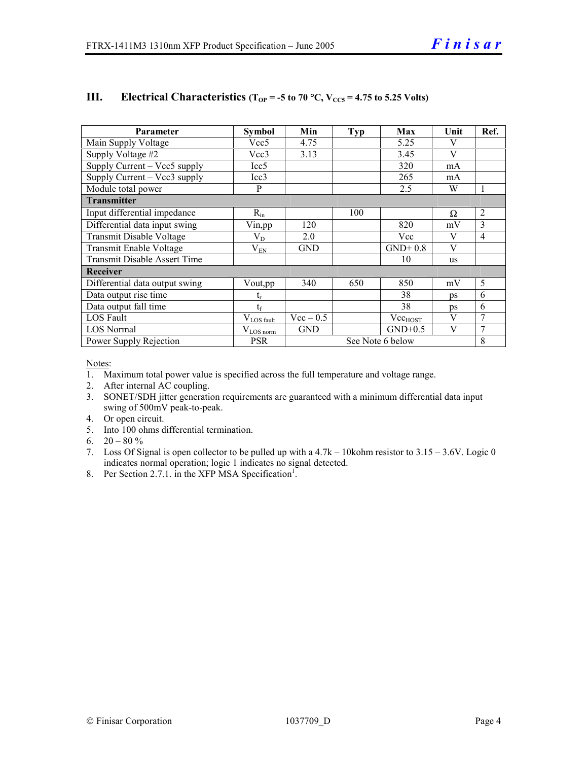## III. Electrical Characteristics ($T_{OP}$ = -5 to 70 °C, $V_{CC5}$ = 4.75 to 5.25 Volts)

| Parameter | Symbol | Min | Typ | Max | Unit | Ref. |
|---|---|---|---|---|---|---|
| Main Supply Voltage | Vcc5 | 4.75 | | 5.25 | V | |
| Supply Voltage #2 | Vcc3 | 3.13 | | 3.45 | V | |
| Supply Current – Vcc5 supply | Icc5 | | | 320 | mA | |
| Supply Current – Vcc3 supply | Icc3 | | | 265 | mA | |
| Module total power | P | | | 2.5 | W | 1 |
| **Transmitter** | | | | | | |
| Input differential impedance | $R_{in}$ | | 100 | | Ω | 2 |
| Differential data input swing | Vin,pp | 120 | | 820 | mV | 3 |
| Transmit Disable Voltage | $V_D$ | 2.0 | | Vcc | V | 4 |
| Transmit Enable Voltage | $V_{EN}$ | GND | | GND+ 0.8 | V | |
| Transmit Disable Assert Time | | | | 10 | us | |
| **Receiver** | | | | | | |
| Differential data output swing | Vout,pp | 340 | 650 | 850 | mV | 5 |
| Data output rise time | $t_r$ | | | 38 | ps | 6 |
| Data output fall time | $t_f$ | | | 38 | ps | 6 |
| LOS Fault | $V_{LOS\ fault}$ | Vcc – 0.5 | | $Vcc_{HOST}$ | V | 7 |
| LOS Normal | $V_{LOS\ norm}$ | GND | | GND+0.5 | V | 7 |
| Power Supply Rejection | PSR | See Note 6 below | | | | 8 |

Notes:

1. Maximum total power value is specified across the full temperature and voltage range.
2. After internal AC coupling.
3. SONET/SDH jitter generation requirements are guaranteed with a minimum differential data input swing of 500mV peak-to-peak.
4. Or open circuit.
5. Into 100 ohms differential termination.
6. 20 – 80 %
7. Loss Of Signal is open collector to be pulled up with a 4.7k – 10kohm resistor to 3.15 – 3.6V. Logic 0 indicates normal operation; logic 1 indicates no signal detected.
8. Per Section 2.7.1. in the XFP MSA Specification[1].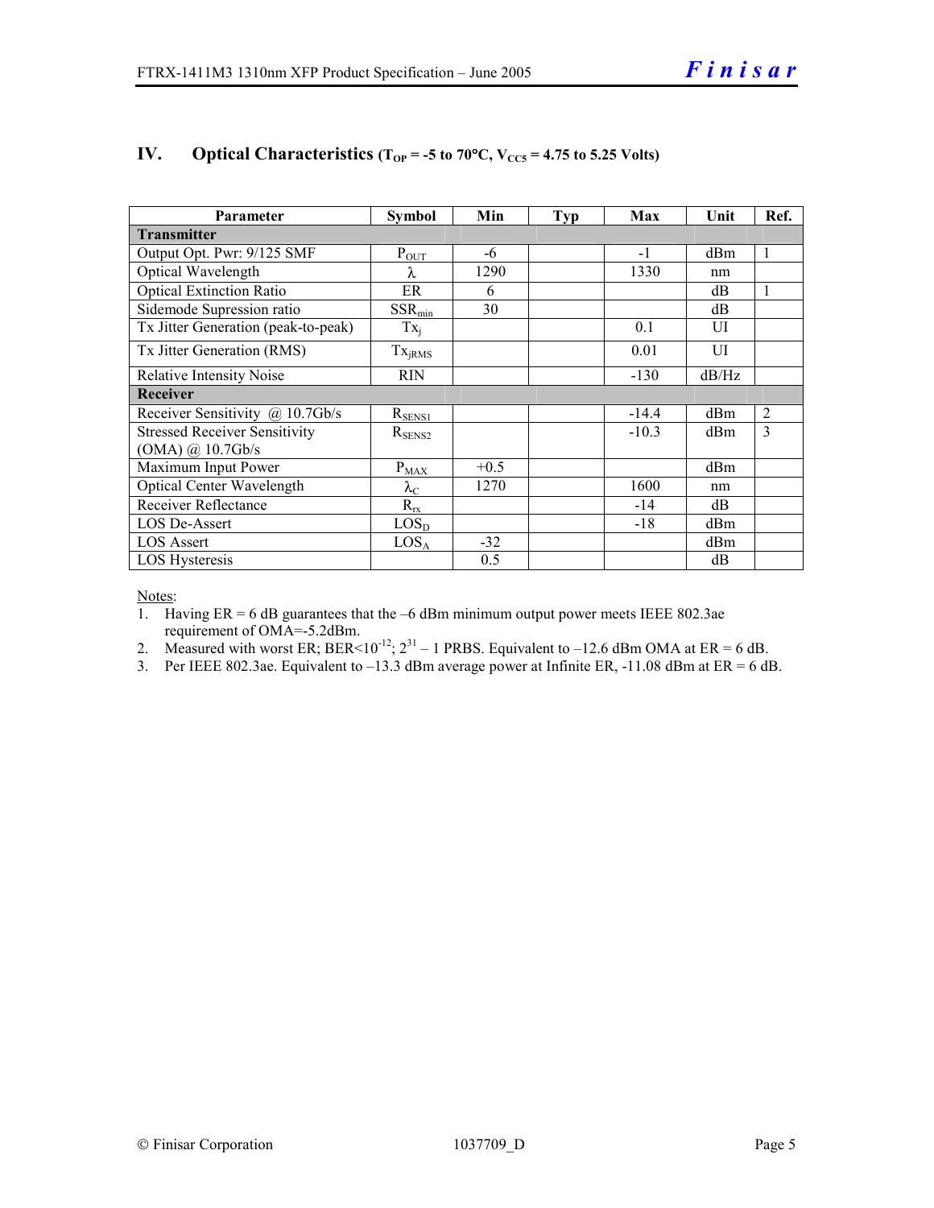## IV. Optical Characteristics ($T_{OP}$ = -5 to 70°C, $V_{CC5}$ = 4.75 to 5.25 Volts)

| Parameter | Symbol | Min | Typ | Max | Unit | Ref. |
|---|---|---|---|---|---|---|
| **Transmitter** | | | | | | |
| Output Opt. Pwr: 9/125 SMF | $P_{OUT}$ | -6 | | -1 | dBm | 1 |
| Optical Wavelength | $\lambda$ | 1290 | | 1330 | nm | |
| Optical Extinction Ratio | ER | 6 | | | dB | 1 |
| Sidemode Supression ratio | $SSR_{min}$ | 30 | | | dB | |
| Tx Jitter Generation (peak-to-peak) | $Tx_j$ | | | 0.1 | UI | |
| Tx Jitter Generation (RMS) | $Tx_{jRMS}$ | | | 0.01 | UI | |
| Relative Intensity Noise | RIN | | | -130 | dB/Hz | |
| **Receiver** | | | | | | |
| Receiver Sensitivity @ 10.7Gb/s | $R_{SENS1}$ | | | -14.4 | dBm | 2 |
| Stressed Receiver Sensitivity (OMA) @ 10.7Gb/s | $R_{SENS2}$ | | | -10.3 | dBm | 3 |
| Maximum Input Power | $P_{MAX}$ | +0.5 | | | dBm | |
| Optical Center Wavelength | $\lambda_C$ | 1270 | | 1600 | nm | |
| Receiver Reflectance | $R_{rx}$ | | | -14 | dB | |
| LOS De-Assert | $LOS_D$ | | | -18 | dBm | |
| LOS Assert | $LOS_A$ | -32 | | | dBm | |
| LOS Hysteresis | | 0.5 | | | dB | |

Notes:

1. Having ER = 6 dB guarantees that the –6 dBm minimum output power meets IEEE 802.3ae requirement of OMA=-5.2dBm.
2. Measured with worst ER; BER<$10^{-12}$; $2^{31}$ – 1 PRBS. Equivalent to –12.6 dBm OMA at ER = 6 dB.
3. Per IEEE 802.3ae. Equivalent to –13.3 dBm average power at Infinite ER, -11.08 dBm at ER = 6 dB.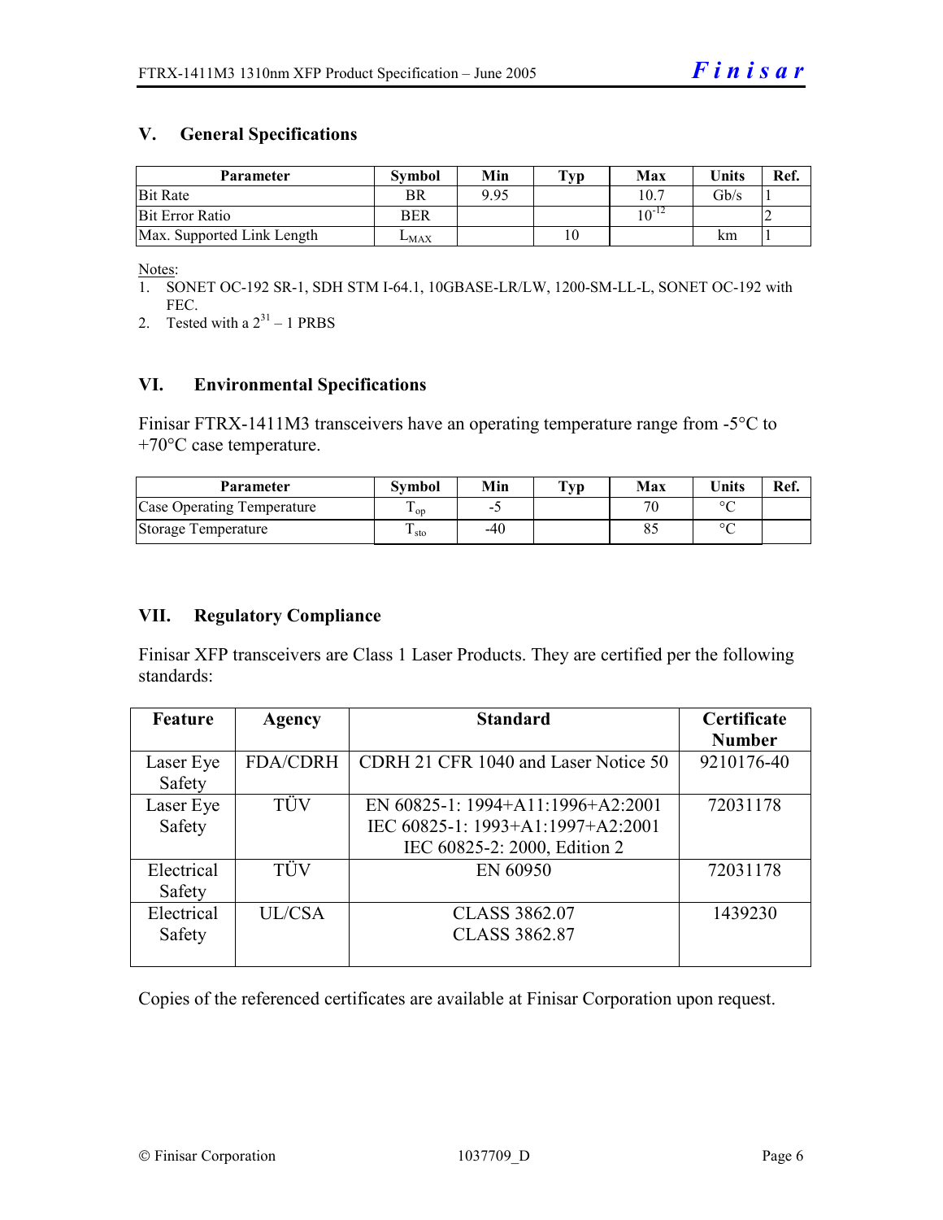## V. General Specifications

| Parameter | Symbol | Min | Typ | Max | Units | Ref. |
|---|---|---|---|---|---|---|
| Bit Rate | BR | 9.95 | | 10.7 | Gb/s | 1 |
| Bit Error Ratio | BER | | | $10^{-12}$ | | 2 |
| Max. Supported Link Length | $L_{MAX}$ | | 10 | | km | 1 |

Notes:

1. SONET OC-192 SR-1, SDH STM I-64.1, 10GBASE-LR/LW, 1200-SM-LL-L, SONET OC-192 with FEC.
2. Tested with a $2^{31} - 1$ PRBS

## VI. Environmental Specifications

Finisar FTRX-1411M3 transceivers have an operating temperature range from -5°C to +70°C case temperature.

| Parameter | Symbol | Min | Typ | Max | Units | Ref. |
|---|---|---|---|---|---|---|
| Case Operating Temperature | $T_{op}$ | -5 | | 70 | °C | |
| Storage Temperature | $T_{sto}$ | -40 | | 85 | °C | |

## VII. Regulatory Compliance

Finisar XFP transceivers are Class 1 Laser Products. They are certified per the following standards:

| Feature | Agency | Standard | Certificate Number |
|---|---|---|---|
| Laser Eye Safety | FDA/CDRH | CDRH 21 CFR 1040 and Laser Notice 50 | 9210176-40 |
| Laser Eye Safety | TÜV | EN 60825-1: 1994+A11:1996+A2:2001<br>IEC 60825-1: 1993+A1:1997+A2:2001<br>IEC 60825-2: 2000, Edition 2 | 72031178 |
| Electrical Safety | TÜV | EN 60950 | 72031178 |
| Electrical Safety | UL/CSA | CLASS 3862.07<br>CLASS 3862.87 | 1439230 |

Copies of the referenced certificates are available at Finisar Corporation upon request.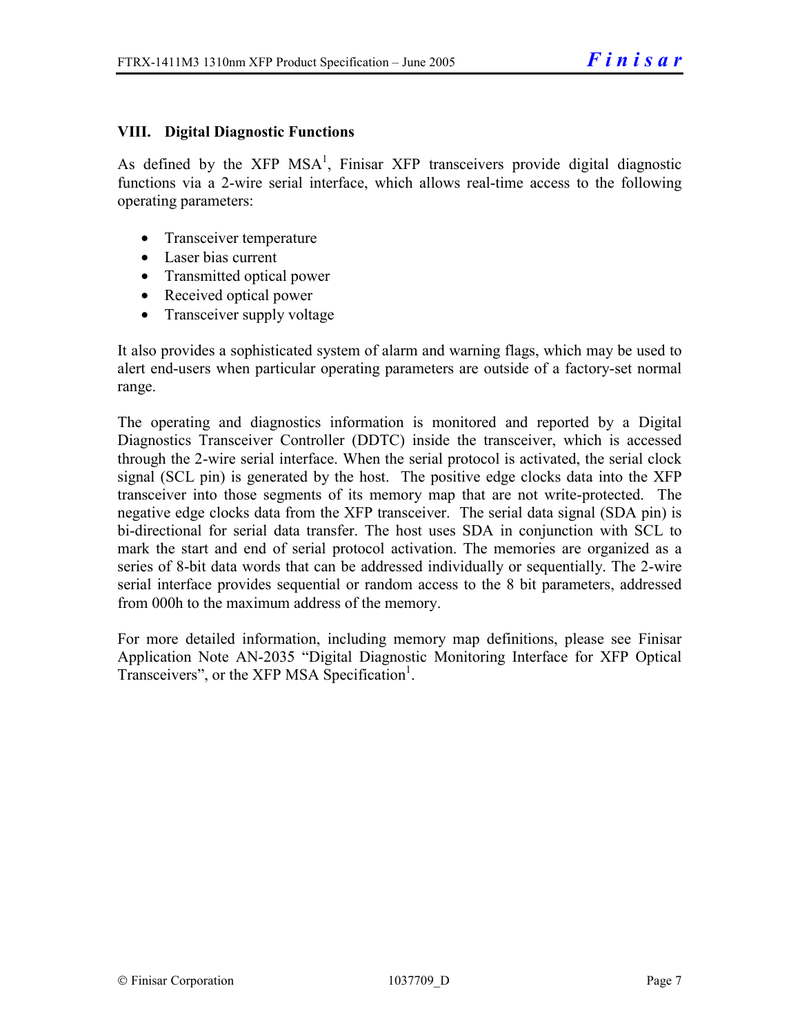## VIII. Digital Diagnostic Functions

As defined by the XFP MSA[1], Finisar XFP transceivers provide digital diagnostic functions via a 2-wire serial interface, which allows real-time access to the following operating parameters:

- Transceiver temperature
- Laser bias current
- Transmitted optical power
- Received optical power
- Transceiver supply voltage

It also provides a sophisticated system of alarm and warning flags, which may be used to alert end-users when particular operating parameters are outside of a factory-set normal range.

The operating and diagnostics information is monitored and reported by a Digital Diagnostics Transceiver Controller (DDTC) inside the transceiver, which is accessed through the 2-wire serial interface. When the serial protocol is activated, the serial clock signal (SCL pin) is generated by the host. The positive edge clocks data into the XFP transceiver into those segments of its memory map that are not write-protected. The negative edge clocks data from the XFP transceiver. The serial data signal (SDA pin) is bi-directional for serial data transfer. The host uses SDA in conjunction with SCL to mark the start and end of serial protocol activation. The memories are organized as a series of 8-bit data words that can be addressed individually or sequentially. The 2-wire serial interface provides sequential or random access to the 8 bit parameters, addressed from 000h to the maximum address of the memory.

For more detailed information, including memory map definitions, please see Finisar Application Note AN-2035 "Digital Diagnostic Monitoring Interface for XFP Optical Transceivers", or the XFP MSA Specification[1].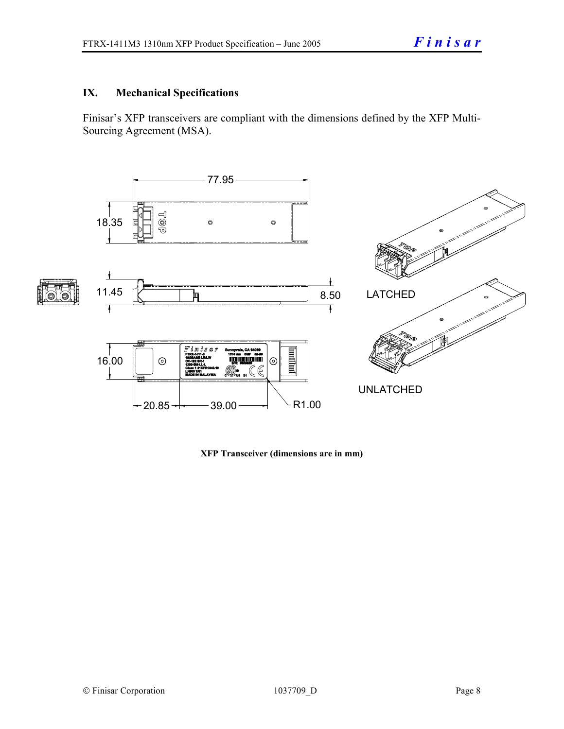## IX. Mechanical Specifications

Finisar's XFP transceivers are compliant with the dimensions defined by the XFP Multi-Sourcing Agreement (MSA).

77.95

18.35

11.45

8.50

16.00

20.85

39.00

R1.00

LATCHED

UNLATCHED

**XFP Transceiver (dimensions are in mm)**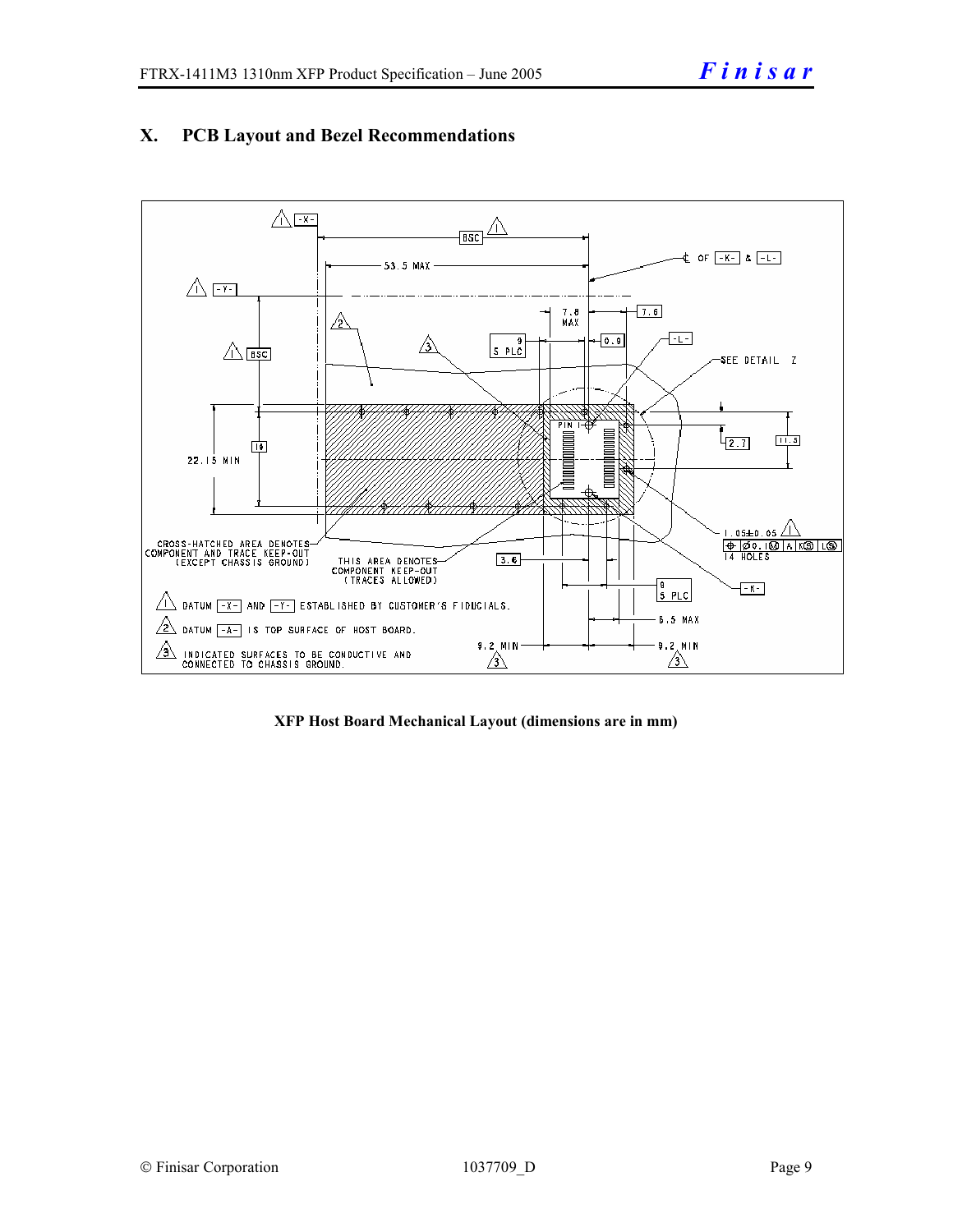## X. PCB Layout and Bezel Recommendations

-X-

BSC

53.5 MAX

℄ OF -K- & -L-

-Y-

7.8 MAX

7.6

BSC

9 5 PLC

0.9

-L-

SEE DETAIL Z

PIN 1

22.15 MIN

19

2.7

11.5

1.05±0.05

⊕ Ø0.1Ⓜ A KⓈ LⓈ

14 HOLES

CROSS-HATCHED AREA DENOTES COMPONENT AND TRACE KEEP-OUT (EXCEPT CHASSIS GROUND)

THIS AREA DENOTES COMPONENT KEEP-OUT (TRACES ALLOWED)

3.6

9 5 PLC

-K-

1 DATUM -X- AND -Y- ESTABLISHED BY CUSTOMER'S FIDUCIALS.

2 DATUM -A- IS TOP SURFACE OF HOST BOARD.

3 INDICATED SURFACES TO BE CONDUCTIVE AND CONNECTED TO CHASSIS GROUND.

6.5 MAX

9.2 MIN

9.2 MIN

**XFP Host Board Mechanical Layout (dimensions are in mm)**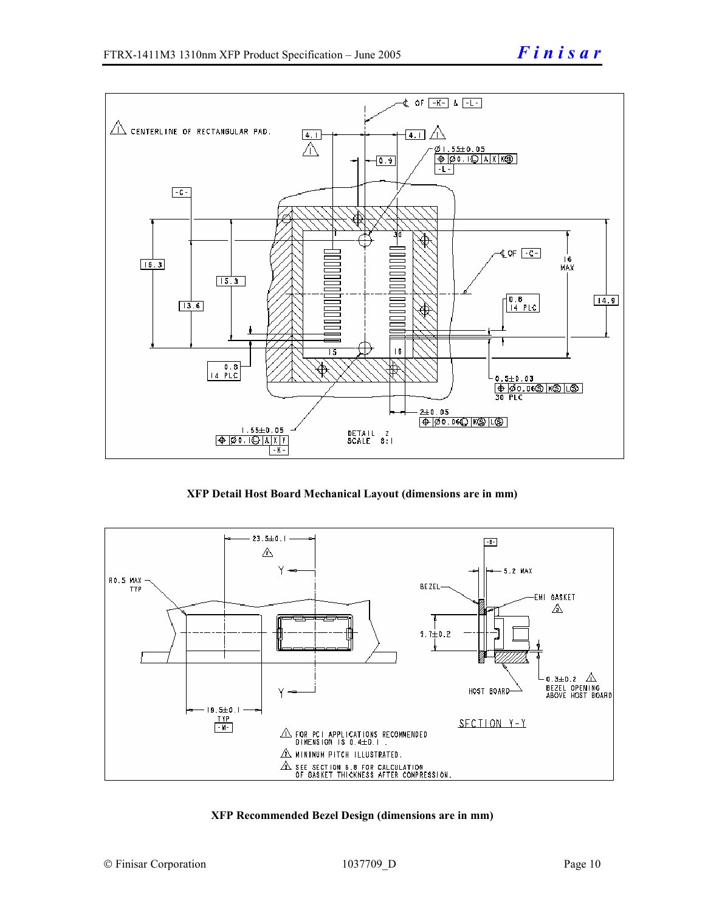XFP Detail Host Board Mechanical Layout (dimensions are in mm)

XFP Recommended Bezel Design (dimensions are in mm)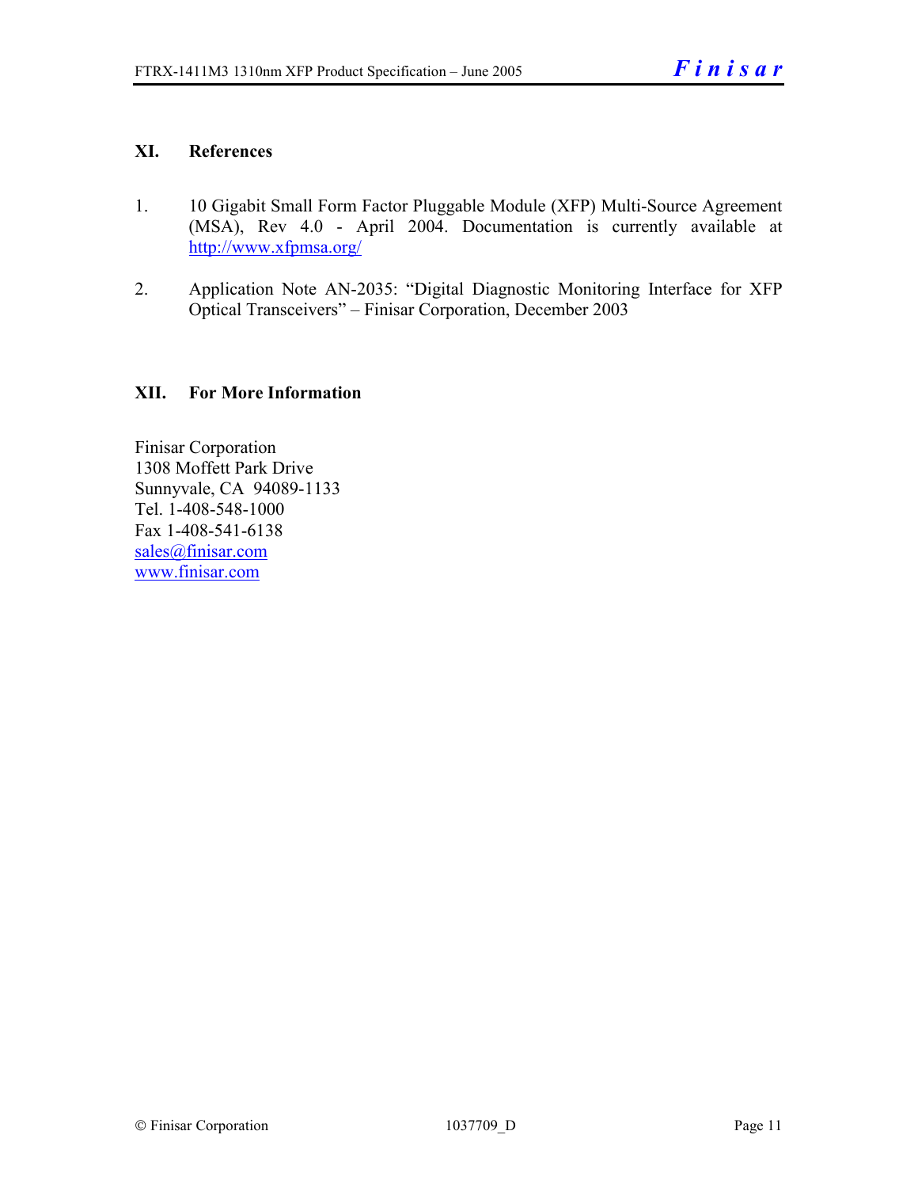## XI. References

1. 10 Gigabit Small Form Factor Pluggable Module (XFP) Multi-Source Agreement (MSA), Rev 4.0 - April 2004. Documentation is currently available at http://www.xfpmsa.org/

2. Application Note AN-2035: "Digital Diagnostic Monitoring Interface for XFP Optical Transceivers" – Finisar Corporation, December 2003

## XII. For More Information

Finisar Corporation
1308 Moffett Park Drive
Sunnyvale, CA 94089-1133
Tel. 1-408-548-1000
Fax 1-408-541-6138
sales@finisar.com
www.finisar.com